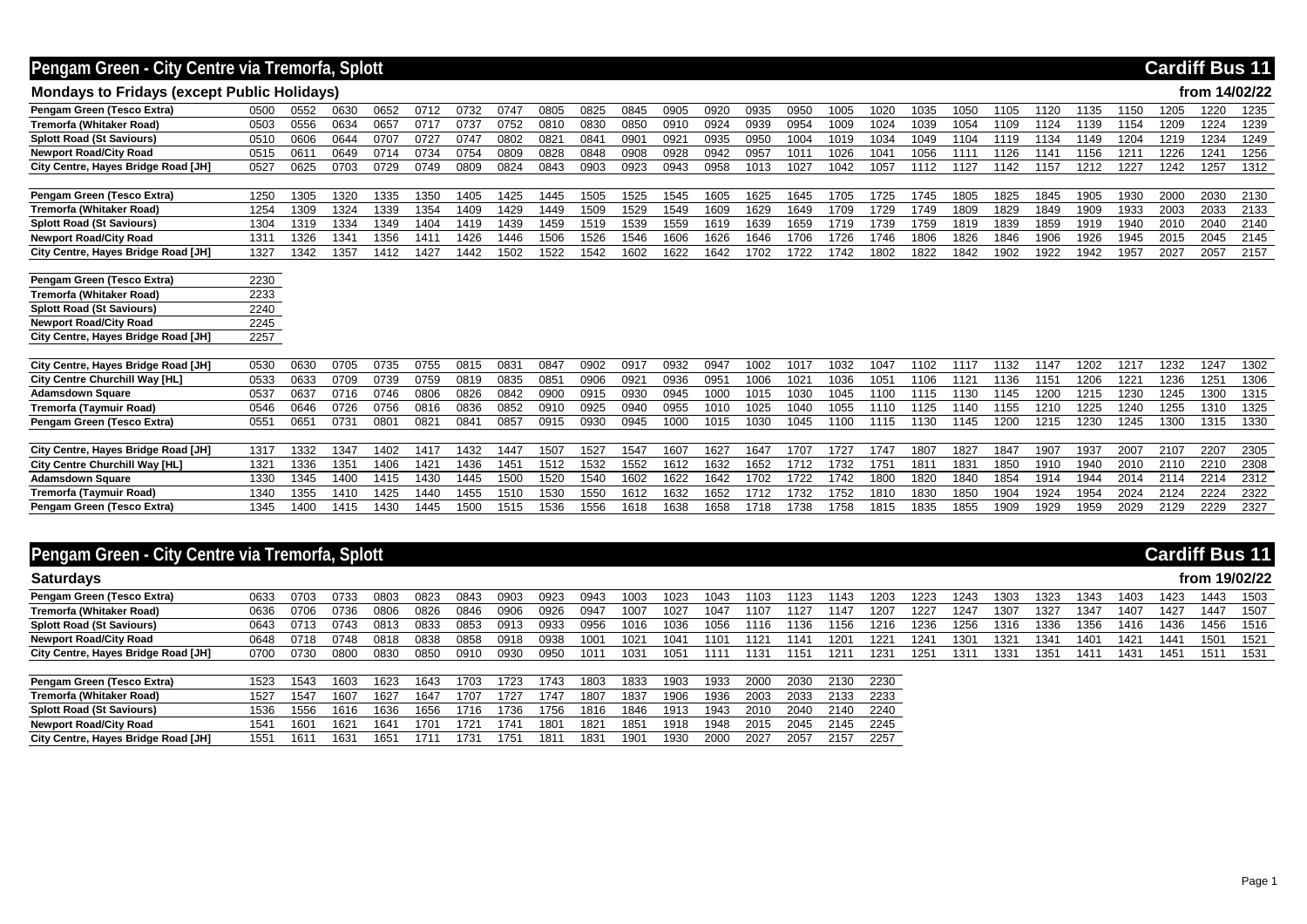# Pengam Green - City Centre via Tremorfa, Splott

## Cardiff Bus 11

### Mondays to Fridays (except Public Holidays)

from 14/02/22

| | | | | | | | | | | | | | | | | | | | | | | | | | |
|---|---|---|---|---|---|---|---|---|---|---|---|---|---|---|---|---|---|---|---|---|---|---|---|---|---|
| Pengam Green (Tesco Extra) | 0500 | 0552 | 0630 | 0652 | 0712 | 0732 | 0747 | 0805 | 0825 | 0845 | 0905 | 0920 | 0935 | 0950 | 1005 | 1020 | 1035 | 1050 | 1105 | 1120 | 1135 | 1150 | 1205 | 1220 | 1235 |
| Tremorfa (Whitaker Road) | 0503 | 0556 | 0634 | 0657 | 0717 | 0737 | 0752 | 0810 | 0830 | 0850 | 0910 | 0924 | 0939 | 0954 | 1009 | 1024 | 1039 | 1054 | 1109 | 1124 | 1139 | 1154 | 1209 | 1224 | 1239 |
| Splott Road (St Saviours) | 0510 | 0606 | 0644 | 0707 | 0727 | 0747 | 0802 | 0821 | 0841 | 0901 | 0921 | 0935 | 0950 | 1004 | 1019 | 1034 | 1049 | 1104 | 1119 | 1134 | 1149 | 1204 | 1219 | 1234 | 1249 |
| Newport Road/City Road | 0515 | 0611 | 0649 | 0714 | 0734 | 0754 | 0809 | 0828 | 0848 | 0908 | 0928 | 0942 | 0957 | 1011 | 1026 | 1041 | 1056 | 1111 | 1126 | 1141 | 1156 | 1211 | 1226 | 1241 | 1256 |
| City Centre, Hayes Bridge Road [JH] | 0527 | 0625 | 0703 | 0729 | 0749 | 0809 | 0824 | 0843 | 0903 | 0923 | 0943 | 0958 | 1013 | 1027 | 1042 | 1057 | 1112 | 1127 | 1142 | 1157 | 1212 | 1227 | 1242 | 1257 | 1312 |

| | | | | | | | | | | | | | | | | | | | | | | | | | |
|---|---|---|---|---|---|---|---|---|---|---|---|---|---|---|---|---|---|---|---|---|---|---|---|---|---|
| Pengam Green (Tesco Extra) | 1250 | 1305 | 1320 | 1335 | 1350 | 1405 | 1425 | 1445 | 1505 | 1525 | 1545 | 1605 | 1625 | 1645 | 1705 | 1725 | 1745 | 1805 | 1825 | 1845 | 1905 | 1930 | 2000 | 2030 | 2130 |
| Tremorfa (Whitaker Road) | 1254 | 1309 | 1324 | 1339 | 1354 | 1409 | 1429 | 1449 | 1509 | 1529 | 1549 | 1609 | 1629 | 1649 | 1709 | 1729 | 1749 | 1809 | 1829 | 1849 | 1909 | 1933 | 2003 | 2033 | 2133 |
| Splott Road (St Saviours) | 1304 | 1319 | 1334 | 1349 | 1404 | 1419 | 1439 | 1459 | 1519 | 1539 | 1559 | 1619 | 1639 | 1659 | 1719 | 1739 | 1759 | 1819 | 1839 | 1859 | 1919 | 1940 | 2010 | 2040 | 2140 |
| Newport Road/City Road | 1311 | 1326 | 1341 | 1356 | 1411 | 1426 | 1446 | 1506 | 1526 | 1546 | 1606 | 1626 | 1646 | 1706 | 1726 | 1746 | 1806 | 1826 | 1846 | 1906 | 1926 | 1945 | 2015 | 2045 | 2145 |
| City Centre, Hayes Bridge Road [JH] | 1327 | 1342 | 1357 | 1412 | 1427 | 1442 | 1502 | 1522 | 1542 | 1602 | 1622 | 1642 | 1702 | 1722 | 1742 | 1802 | 1822 | 1842 | 1902 | 1922 | 1942 | 1957 | 2027 | 2057 | 2157 |

| | |
|---|---|
| Pengam Green (Tesco Extra) | 2230 |
| Tremorfa (Whitaker Road) | 2233 |
| Splott Road (St Saviours) | 2240 |
| Newport Road/City Road | 2245 |
| City Centre, Hayes Bridge Road [JH] | 2257 |

| | | | | | | | | | | | | | | | | | | | | | | | | | |
|---|---|---|---|---|---|---|---|---|---|---|---|---|---|---|---|---|---|---|---|---|---|---|---|---|---|
| City Centre, Hayes Bridge Road [JH] | 0530 | 0630 | 0705 | 0735 | 0755 | 0815 | 0831 | 0847 | 0902 | 0917 | 0932 | 0947 | 1002 | 1017 | 1032 | 1047 | 1102 | 1117 | 1132 | 1147 | 1202 | 1217 | 1232 | 1247 | 1302 |
| City Centre Churchill Way [HL] | 0533 | 0633 | 0709 | 0739 | 0759 | 0819 | 0835 | 0851 | 0906 | 0921 | 0936 | 0951 | 1006 | 1021 | 1036 | 1051 | 1106 | 1121 | 1136 | 1151 | 1206 | 1221 | 1236 | 1251 | 1306 |
| Adamsdown Square | 0537 | 0637 | 0716 | 0746 | 0806 | 0826 | 0842 | 0900 | 0915 | 0930 | 0945 | 1000 | 1015 | 1030 | 1045 | 1100 | 1115 | 1130 | 1145 | 1200 | 1215 | 1230 | 1245 | 1300 | 1315 |
| Tremorfa (Taymuir Road) | 0546 | 0646 | 0726 | 0756 | 0816 | 0836 | 0852 | 0910 | 0925 | 0940 | 0955 | 1010 | 1025 | 1040 | 1055 | 1110 | 1125 | 1140 | 1155 | 1210 | 1225 | 1240 | 1255 | 1310 | 1325 |
| Pengam Green (Tesco Extra) | 0551 | 0651 | 0731 | 0801 | 0821 | 0841 | 0857 | 0915 | 0930 | 0945 | 1000 | 1015 | 1030 | 1045 | 1100 | 1115 | 1130 | 1145 | 1200 | 1215 | 1230 | 1245 | 1300 | 1315 | 1330 |

| | | | | | | | | | | | | | | | | | | | | | | | | | |
|---|---|---|---|---|---|---|---|---|---|---|---|---|---|---|---|---|---|---|---|---|---|---|---|---|---|
| City Centre, Hayes Bridge Road [JH] | 1317 | 1332 | 1347 | 1402 | 1417 | 1432 | 1447 | 1507 | 1527 | 1547 | 1607 | 1627 | 1647 | 1707 | 1727 | 1747 | 1807 | 1827 | 1847 | 1907 | 1937 | 2007 | 2107 | 2207 | 2305 |
| City Centre Churchill Way [HL] | 1321 | 1336 | 1351 | 1406 | 1421 | 1436 | 1451 | 1512 | 1532 | 1552 | 1612 | 1632 | 1652 | 1712 | 1732 | 1751 | 1811 | 1831 | 1850 | 1910 | 1940 | 2010 | 2110 | 2210 | 2308 |
| Adamsdown Square | 1330 | 1345 | 1400 | 1415 | 1430 | 1445 | 1500 | 1520 | 1540 | 1602 | 1622 | 1642 | 1702 | 1722 | 1742 | 1800 | 1820 | 1840 | 1854 | 1914 | 1944 | 2014 | 2114 | 2214 | 2312 |
| Tremorfa (Taymuir Road) | 1340 | 1355 | 1410 | 1425 | 1440 | 1455 | 1510 | 1530 | 1550 | 1612 | 1632 | 1652 | 1712 | 1732 | 1752 | 1810 | 1830 | 1850 | 1904 | 1924 | 1954 | 2024 | 2124 | 2224 | 2322 |
| Pengam Green (Tesco Extra) | 1345 | 1400 | 1415 | 1430 | 1445 | 1500 | 1515 | 1536 | 1556 | 1618 | 1638 | 1658 | 1718 | 1738 | 1758 | 1815 | 1835 | 1855 | 1909 | 1929 | 1959 | 2029 | 2129 | 2229 | 2327 |

# Pengam Green - City Centre via Tremorfa, Splott

## Cardiff Bus 11

### Saturdays

from 19/02/22

| | | | | | | | | | | | | | | | | | | | | | | | | | |
|---|---|---|---|---|---|---|---|---|---|---|---|---|---|---|---|---|---|---|---|---|---|---|---|---|---|
| Pengam Green (Tesco Extra) | 0633 | 0703 | 0733 | 0803 | 0823 | 0843 | 0903 | 0923 | 0943 | 1003 | 1023 | 1043 | 1103 | 1123 | 1143 | 1203 | 1223 | 1243 | 1303 | 1323 | 1343 | 1403 | 1423 | 1443 | 1503 |
| Tremorfa (Whitaker Road) | 0636 | 0706 | 0736 | 0806 | 0826 | 0846 | 0906 | 0926 | 0947 | 1007 | 1027 | 1047 | 1107 | 1127 | 1147 | 1207 | 1227 | 1247 | 1307 | 1327 | 1347 | 1407 | 1427 | 1447 | 1507 |
| Splott Road (St Saviours) | 0643 | 0713 | 0743 | 0813 | 0833 | 0853 | 0913 | 0933 | 0956 | 1016 | 1036 | 1056 | 1116 | 1136 | 1156 | 1216 | 1236 | 1256 | 1316 | 1336 | 1356 | 1416 | 1436 | 1456 | 1516 |
| Newport Road/City Road | 0648 | 0718 | 0748 | 0818 | 0838 | 0858 | 0918 | 0938 | 1001 | 1021 | 1041 | 1101 | 1121 | 1141 | 1201 | 1221 | 1241 | 1301 | 1321 | 1341 | 1401 | 1421 | 1441 | 1501 | 1521 |
| City Centre, Hayes Bridge Road [JH] | 0700 | 0730 | 0800 | 0830 | 0850 | 0910 | 0930 | 0950 | 1011 | 1031 | 1051 | 1111 | 1131 | 1151 | 1211 | 1231 | 1251 | 1311 | 1331 | 1351 | 1411 | 1431 | 1451 | 1511 | 1531 |

| | | | | | | | | | | | | | | | | |
|---|---|---|---|---|---|---|---|---|---|---|---|---|---|---|---|---|
| Pengam Green (Tesco Extra) | 1523 | 1543 | 1603 | 1623 | 1643 | 1703 | 1723 | 1743 | 1803 | 1833 | 1903 | 1933 | 2000 | 2030 | 2130 | 2230 |
| Tremorfa (Whitaker Road) | 1527 | 1547 | 1607 | 1627 | 1647 | 1707 | 1727 | 1747 | 1807 | 1837 | 1906 | 1936 | 2003 | 2033 | 2133 | 2233 |
| Splott Road (St Saviours) | 1536 | 1556 | 1616 | 1636 | 1656 | 1716 | 1736 | 1756 | 1816 | 1846 | 1913 | 1943 | 2010 | 2040 | 2140 | 2240 |
| Newport Road/City Road | 1541 | 1601 | 1621 | 1641 | 1701 | 1721 | 1741 | 1801 | 1821 | 1851 | 1918 | 1948 | 2015 | 2045 | 2145 | 2245 |
| City Centre, Hayes Bridge Road [JH] | 1551 | 1611 | 1631 | 1651 | 1711 | 1731 | 1751 | 1811 | 1831 | 1901 | 1930 | 2000 | 2027 | 2057 | 2157 | 2257 |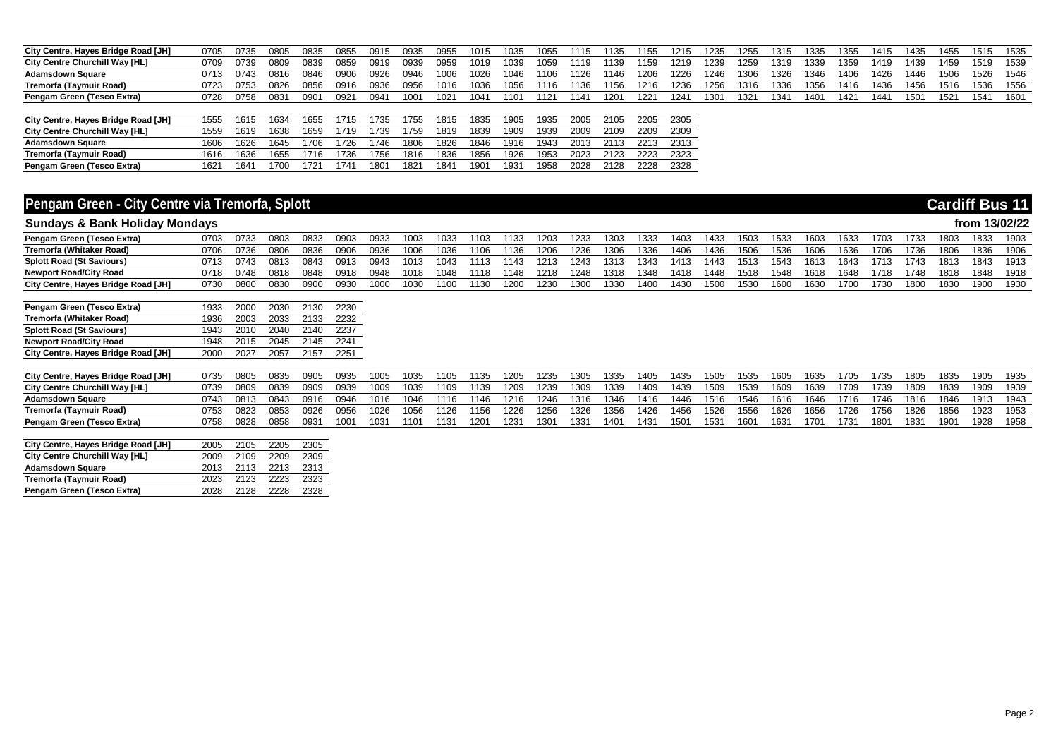| | | | | | | | | | | | | | | | | | | | | | | | | | |
|---|---|---|---|---|---|---|---|---|---|---|---|---|---|---|---|---|---|---|---|---|---|---|---|---|---|
| **City Centre, Hayes Bridge Road [JH]** | 0705 | 0735 | 0805 | 0835 | 0855 | 0915 | 0935 | 0955 | 1015 | 1035 | 1055 | 1115 | 1135 | 1155 | 1215 | 1235 | 1255 | 1315 | 1335 | 1355 | 1415 | 1435 | 1455 | 1515 | 1535 |
| **City Centre Churchill Way [HL]** | 0709 | 0739 | 0809 | 0839 | 0859 | 0919 | 0939 | 0959 | 1019 | 1039 | 1059 | 1119 | 1139 | 1159 | 1219 | 1239 | 1259 | 1319 | 1339 | 1359 | 1419 | 1439 | 1459 | 1519 | 1539 |
| **Adamsdown Square** | 0713 | 0743 | 0816 | 0846 | 0906 | 0926 | 0946 | 1006 | 1026 | 1046 | 1106 | 1126 | 1146 | 1206 | 1226 | 1246 | 1306 | 1326 | 1346 | 1406 | 1426 | 1446 | 1506 | 1526 | 1546 |
| **Tremorfa (Taymuir Road)** | 0723 | 0753 | 0826 | 0856 | 0916 | 0936 | 0956 | 1016 | 1036 | 1056 | 1116 | 1136 | 1156 | 1216 | 1236 | 1256 | 1316 | 1336 | 1356 | 1416 | 1436 | 1456 | 1516 | 1536 | 1556 |
| **Pengam Green (Tesco Extra)** | 0728 | 0758 | 0831 | 0901 | 0921 | 0941 | 1001 | 1021 | 1041 | 1101 | 1121 | 1141 | 1201 | 1221 | 1241 | 1301 | 1321 | 1341 | 1401 | 1421 | 1441 | 1501 | 1521 | 1541 | 1601 |

| | | | | | | | | | | | | | | | |
|---|---|---|---|---|---|---|---|---|---|---|---|---|---|---|---|
| **City Centre, Hayes Bridge Road [JH]** | 1555 | 1615 | 1634 | 1655 | 1715 | 1735 | 1755 | 1815 | 1835 | 1905 | 1935 | 2005 | 2105 | 2205 | 2305 |
| **City Centre Churchill Way [HL]** | 1559 | 1619 | 1638 | 1659 | 1719 | 1739 | 1759 | 1819 | 1839 | 1909 | 1939 | 2009 | 2109 | 2209 | 2309 |
| **Adamsdown Square** | 1606 | 1626 | 1645 | 1706 | 1726 | 1746 | 1806 | 1826 | 1846 | 1916 | 1943 | 2013 | 2113 | 2213 | 2313 |
| **Tremorfa (Taymuir Road)** | 1616 | 1636 | 1655 | 1716 | 1736 | 1756 | 1816 | 1836 | 1856 | 1926 | 1953 | 2023 | 2123 | 2223 | 2323 |
| **Pengam Green (Tesco Extra)** | 1621 | 1641 | 1700 | 1721 | 1741 | 1801 | 1821 | 1841 | 1901 | 1931 | 1958 | 2028 | 2128 | 2228 | 2328 |

# Pengam Green - City Centre via Tremorfa, Splott

**Cardiff Bus 11**

## Sundays & Bank Holiday Mondays

**from 13/02/22**

| | | | | | | | | | | | | | | | | | | | | | | | | | |
|---|---|---|---|---|---|---|---|---|---|---|---|---|---|---|---|---|---|---|---|---|---|---|---|---|---|
| **Pengam Green (Tesco Extra)** | 0703 | 0733 | 0803 | 0833 | 0903 | 0933 | 1003 | 1033 | 1103 | 1133 | 1203 | 1233 | 1303 | 1333 | 1403 | 1433 | 1503 | 1533 | 1603 | 1633 | 1703 | 1733 | 1803 | 1833 | 1903 |
| **Tremorfa (Whitaker Road)** | 0706 | 0736 | 0806 | 0836 | 0906 | 0936 | 1006 | 1036 | 1106 | 1136 | 1206 | 1236 | 1306 | 1336 | 1406 | 1436 | 1506 | 1536 | 1606 | 1636 | 1706 | 1736 | 1806 | 1836 | 1906 |
| **Splott Road (St Saviours)** | 0713 | 0743 | 0813 | 0843 | 0913 | 0943 | 1013 | 1043 | 1113 | 1143 | 1213 | 1243 | 1313 | 1343 | 1413 | 1443 | 1513 | 1543 | 1613 | 1643 | 1713 | 1743 | 1813 | 1843 | 1913 |
| **Newport Road/City Road** | 0718 | 0748 | 0818 | 0848 | 0918 | 0948 | 1018 | 1048 | 1118 | 1148 | 1218 | 1248 | 1318 | 1348 | 1418 | 1448 | 1518 | 1548 | 1618 | 1648 | 1718 | 1748 | 1818 | 1848 | 1918 |
| **City Centre, Hayes Bridge Road [JH]** | 0730 | 0800 | 0830 | 0900 | 0930 | 1000 | 1030 | 1100 | 1130 | 1200 | 1230 | 1300 | 1330 | 1400 | 1430 | 1500 | 1530 | 1600 | 1630 | 1700 | 1730 | 1800 | 1830 | 1900 | 1930 |

| | | | | | |
|---|---|---|---|---|---|
| **Pengam Green (Tesco Extra)** | 1933 | 2000 | 2030 | 2130 | 2230 |
| **Tremorfa (Whitaker Road)** | 1936 | 2003 | 2033 | 2133 | 2232 |
| **Splott Road (St Saviours)** | 1943 | 2010 | 2040 | 2140 | 2237 |
| **Newport Road/City Road** | 1948 | 2015 | 2045 | 2145 | 2241 |
| **City Centre, Hayes Bridge Road [JH]** | 2000 | 2027 | 2057 | 2157 | 2251 |

| | | | | | | | | | | | | | | | | | | | | | | | | | |
|---|---|---|---|---|---|---|---|---|---|---|---|---|---|---|---|---|---|---|---|---|---|---|---|---|---|
| **City Centre, Hayes Bridge Road [JH]** | 0735 | 0805 | 0835 | 0905 | 0935 | 1005 | 1035 | 1105 | 1135 | 1205 | 1235 | 1305 | 1335 | 1405 | 1435 | 1505 | 1535 | 1605 | 1635 | 1705 | 1735 | 1805 | 1835 | 1905 | 1935 |
| **City Centre Churchill Way [HL]** | 0739 | 0809 | 0839 | 0909 | 0939 | 1009 | 1039 | 1109 | 1139 | 1209 | 1239 | 1309 | 1339 | 1409 | 1439 | 1509 | 1539 | 1609 | 1639 | 1709 | 1739 | 1809 | 1839 | 1909 | 1939 |
| **Adamsdown Square** | 0743 | 0813 | 0843 | 0916 | 0946 | 1016 | 1046 | 1116 | 1146 | 1216 | 1246 | 1316 | 1346 | 1416 | 1446 | 1516 | 1546 | 1616 | 1646 | 1716 | 1746 | 1816 | 1846 | 1913 | 1943 |
| **Tremorfa (Taymuir Road)** | 0753 | 0823 | 0853 | 0926 | 0956 | 1026 | 1056 | 1126 | 1156 | 1226 | 1256 | 1326 | 1356 | 1426 | 1456 | 1526 | 1556 | 1626 | 1656 | 1726 | 1756 | 1826 | 1856 | 1923 | 1953 |
| **Pengam Green (Tesco Extra)** | 0758 | 0828 | 0858 | 0931 | 1001 | 1031 | 1101 | 1131 | 1201 | 1231 | 1301 | 1331 | 1401 | 1431 | 1501 | 1531 | 1601 | 1631 | 1701 | 1731 | 1801 | 1831 | 1901 | 1928 | 1958 |

| | | | | |
|---|---|---|---|---|
| **City Centre, Hayes Bridge Road [JH]** | 2005 | 2105 | 2205 | 2305 |
| **City Centre Churchill Way [HL]** | 2009 | 2109 | 2209 | 2309 |
| **Adamsdown Square** | 2013 | 2113 | 2213 | 2313 |
| **Tremorfa (Taymuir Road)** | 2023 | 2123 | 2223 | 2323 |
| **Pengam Green (Tesco Extra)** | 2028 | 2128 | 2228 | 2328 |